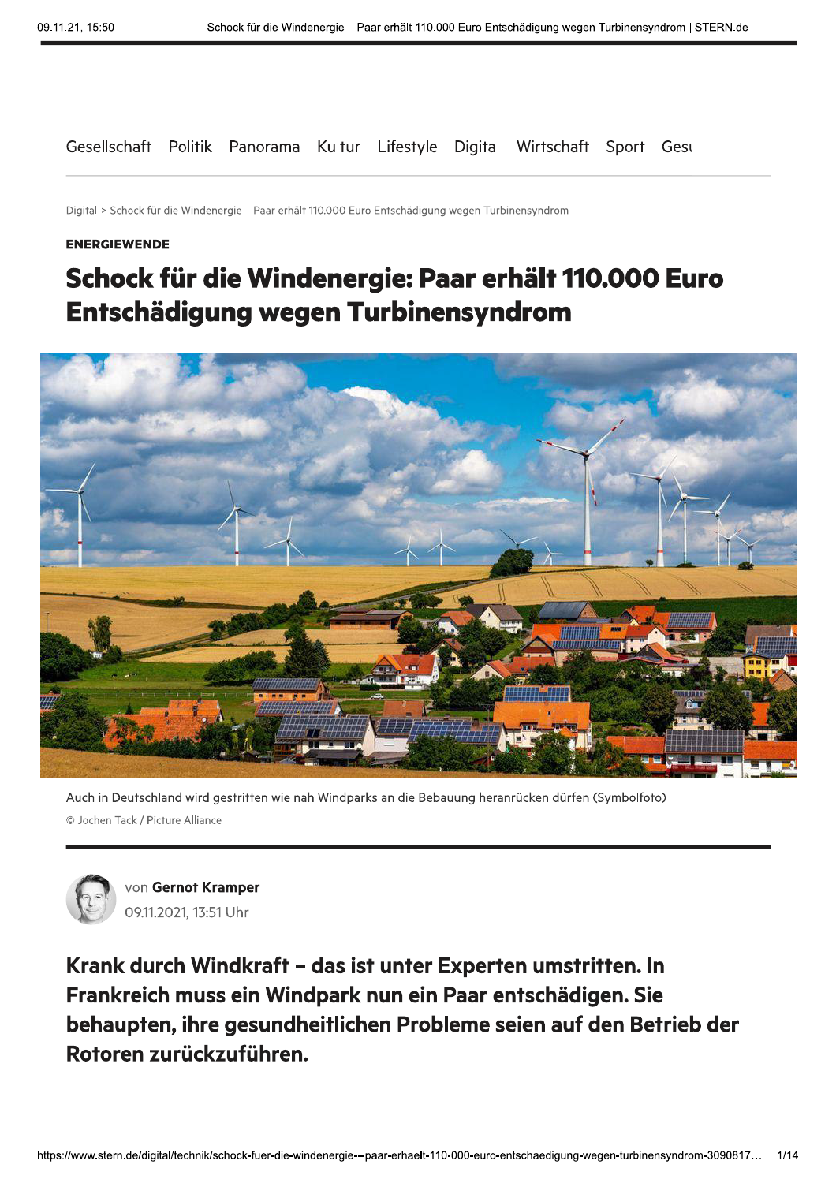Gesellschaft Politik Panorama Kultur Lifestyle Digital Wirtschaft Sport Gesı

Digital > Schock für die Windenergie – Paar erhält 110.000 Euro Entschädigung wegen Turbinensyndrom

**ENERGIEWENDE**

# Schock für die Windenergie: Paar erhält 110.000 Euro Entschädigung wegen Turbinensyndrom

Auch in Deutschland wird gestritten wie nah Windparks an die Bebauung heranrücken dürfen (Symbolfoto)

© Jochen Tack / Picture Alliance

von **Gernot Kramper**

09.11.2021, 13:51 Uhr

**Krank durch Windkraft – das ist unter Experten umstritten. In Frankreich muss ein Windpark nun ein Paar entschädigen. Sie behaupten, ihre gesundheitlichen Probleme seien auf den Betrieb der Rotoren zurückzuführen.**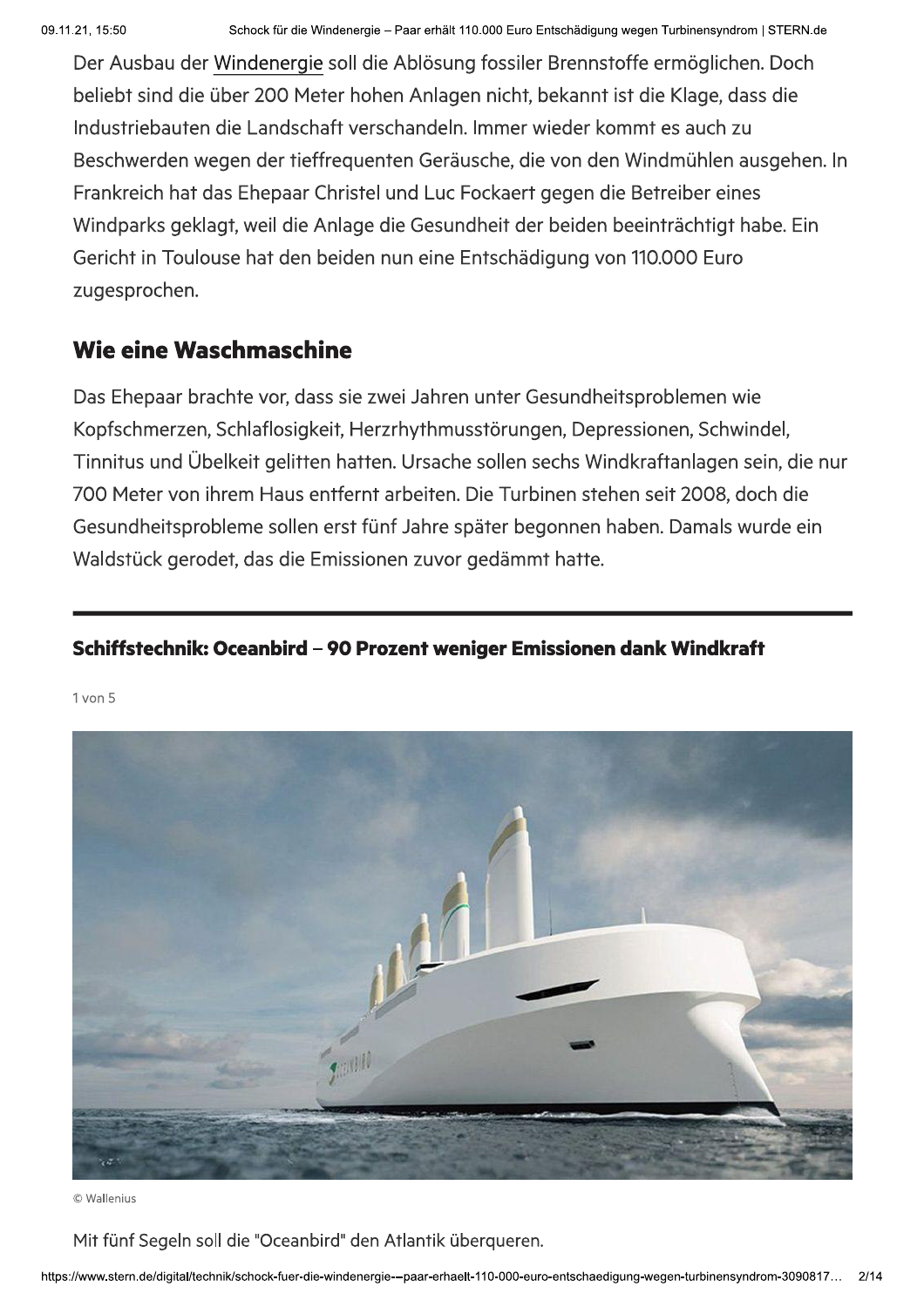Der Ausbau der Windenergie soll die Ablösung fossiler Brennstoffe ermöglichen. Doch beliebt sind die über 200 Meter hohen Anlagen nicht, bekannt ist die Klage, dass die Industriebauten die Landschaft verschandeln. Immer wieder kommt es auch zu Beschwerden wegen der tieffrequenten Geräusche, die von den Windmühlen ausgehen. In Frankreich hat das Ehepaar Christel und Luc Fockaert gegen die Betreiber eines Windparks geklagt, weil die Anlage die Gesundheit der beiden beeinträchtigt habe. Ein Gericht in Toulouse hat den beiden nun eine Entschädigung von 110.000 Euro zugesprochen.

## Wie eine Waschmaschine

Das Ehepaar brachte vor, dass sie zwei Jahren unter Gesundheitsproblemen wie Kopfschmerzen, Schlaflosigkeit, Herzrhythmusstörungen, Depressionen, Schwindel, Tinnitus und Übelkeit gelitten hatten. Ursache sollen sechs Windkraftanlagen sein, die nur 700 Meter von ihrem Haus entfernt arbeiten. Die Turbinen stehen seit 2008, doch die Gesundheitsprobleme sollen erst fünf Jahre später begonnen haben. Damals wurde ein Waldstück gerodet, das die Emissionen zuvor gedämmt hatte.

---

### Schiffstechnik: Oceanbird – 90 Prozent weniger Emissionen dank Windkraft

1 von 5

© Wallenius

Mit fünf Segeln soll die "Oceanbird" den Atlantik überqueren.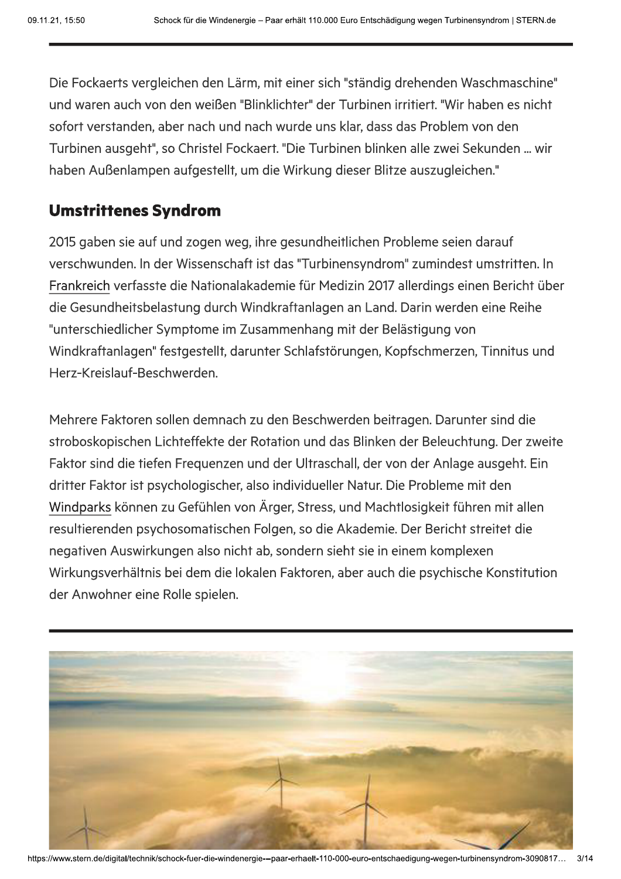Die Fockaerts vergleichen den Lärm, mit einer sich "ständig drehenden Waschmaschine" und waren auch von den weißen "Blinklichter" der Turbinen irritiert. "Wir haben es nicht sofort verstanden, aber nach und nach wurde uns klar, dass das Problem von den Turbinen ausgeht", so Christel Fockaert. "Die Turbinen blinken alle zwei Sekunden ... wir haben Außenlampen aufgestellt, um die Wirkung dieser Blitze auszugleichen."

## Umstrittenes Syndrom

2015 gaben sie auf und zogen weg, ihre gesundheitlichen Probleme seien darauf verschwunden. In der Wissenschaft ist das "Turbinensyndrom" zumindest umstritten. In Frankreich verfasste die Nationalakademie für Medizin 2017 allerdings einen Bericht über die Gesundheitsbelastung durch Windkraftanlagen an Land. Darin werden eine Reihe "unterschiedlicher Symptome im Zusammenhang mit der Belästigung von Windkraftanlagen" festgestellt, darunter Schlafstörungen, Kopfschmerzen, Tinnitus und Herz-Kreislauf-Beschwerden.

Mehrere Faktoren sollen demnach zu den Beschwerden beitragen. Darunter sind die stroboskopischen Lichteffekte der Rotation und das Blinken der Beleuchtung. Der zweite Faktor sind die tiefen Frequenzen und der Ultraschall, der von der Anlage ausgeht. Ein dritter Faktor ist psychologischer, also individueller Natur. Die Probleme mit den Windparks können zu Gefühlen von Ärger, Stress, und Machtlosigkeit führen mit allen resultierenden psychosomatischen Folgen, so die Akademie. Der Bericht streitet die negativen Auswirkungen also nicht ab, sondern sieht sie in einem komplexen Wirkungsverhältnis bei dem die lokalen Faktoren, aber auch die psychische Konstitution der Anwohner eine Rolle spielen.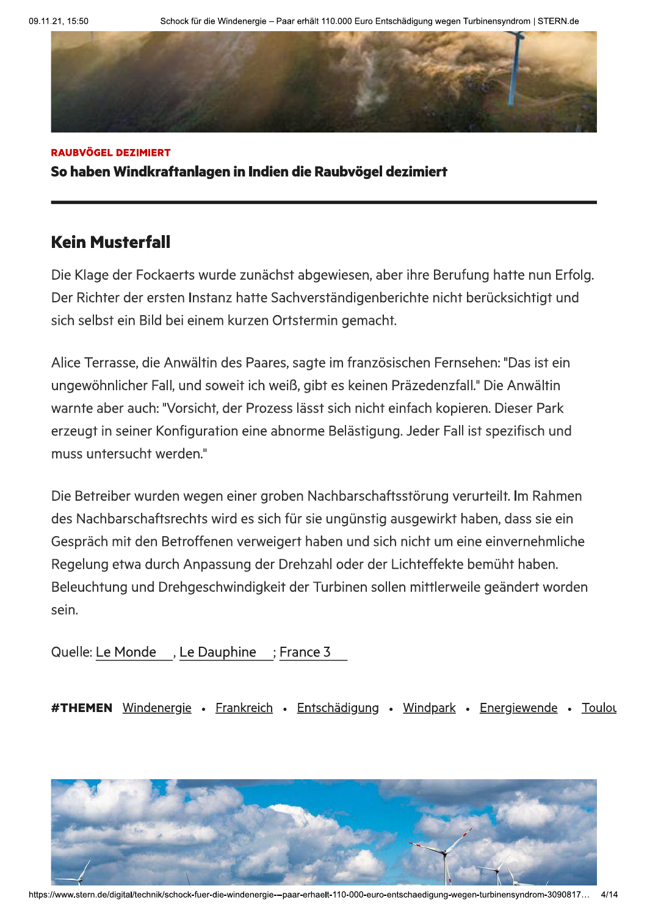RAUBVÖGEL DEZIMIERT

**So haben Windkraftanlagen in Indien die Raubvögel dezimiert**

## Kein Musterfall

Die Klage der Fockaerts wurde zunächst abgewiesen, aber ihre Berufung hatte nun Erfolg. Der Richter der ersten Instanz hatte Sachverständigenberichte nicht berücksichtigt und sich selbst ein Bild bei einem kurzen Ortstermin gemacht.

Alice Terrasse, die Anwältin des Paares, sagte im französischen Fernsehen: "Das ist ein ungewöhnlicher Fall, und soweit ich weiß, gibt es keinen Präzedenzfall." Die Anwältin warnte aber auch: "Vorsicht, der Prozess lässt sich nicht einfach kopieren. Dieser Park erzeugt in seiner Konfiguration eine abnorme Belästigung. Jeder Fall ist spezifisch und muss untersucht werden."

Die Betreiber wurden wegen einer groben Nachbarschaftsstörung verurteilt. Im Rahmen des Nachbarschaftsrechts wird es sich für sie ungünstig ausgewirkt haben, dass sie ein Gespräch mit den Betroffenen verweigert haben und sich nicht um eine einvernehmliche Regelung etwa durch Anpassung der Drehzahl oder der Lichteffekte bemüht haben. Beleuchtung und Drehgeschwindigkeit der Turbinen sollen mittlerweile geändert worden sein.

Quelle: Le Monde, Le Dauphine; France 3

**#THEMEN** Windenergie • Frankreich • Entschädigung • Windpark • Energiewende • Toulou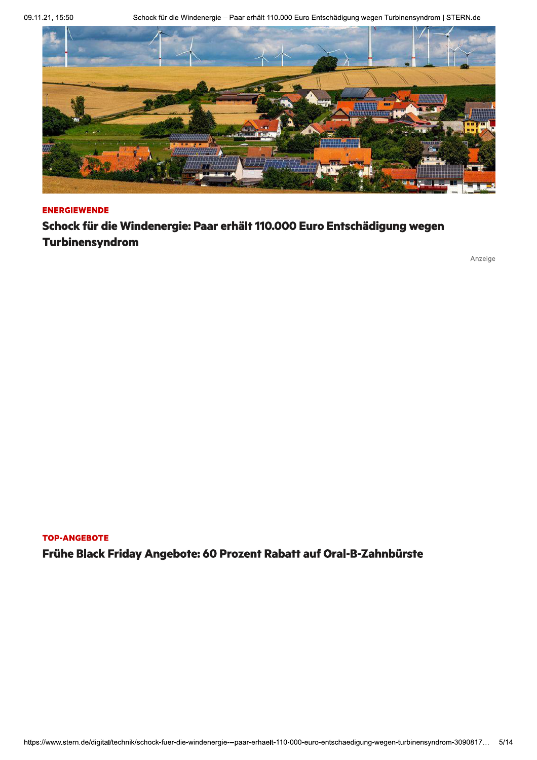ENERGIEWENDE

**Schock für die Windenergie: Paar erhält 110.000 Euro Entschädigung wegen Turbinensyndrom**

Anzeige

TOP-ANGEBOTE

**Frühe Black Friday Angebote: 60 Prozent Rabatt auf Oral-B-Zahnbürste**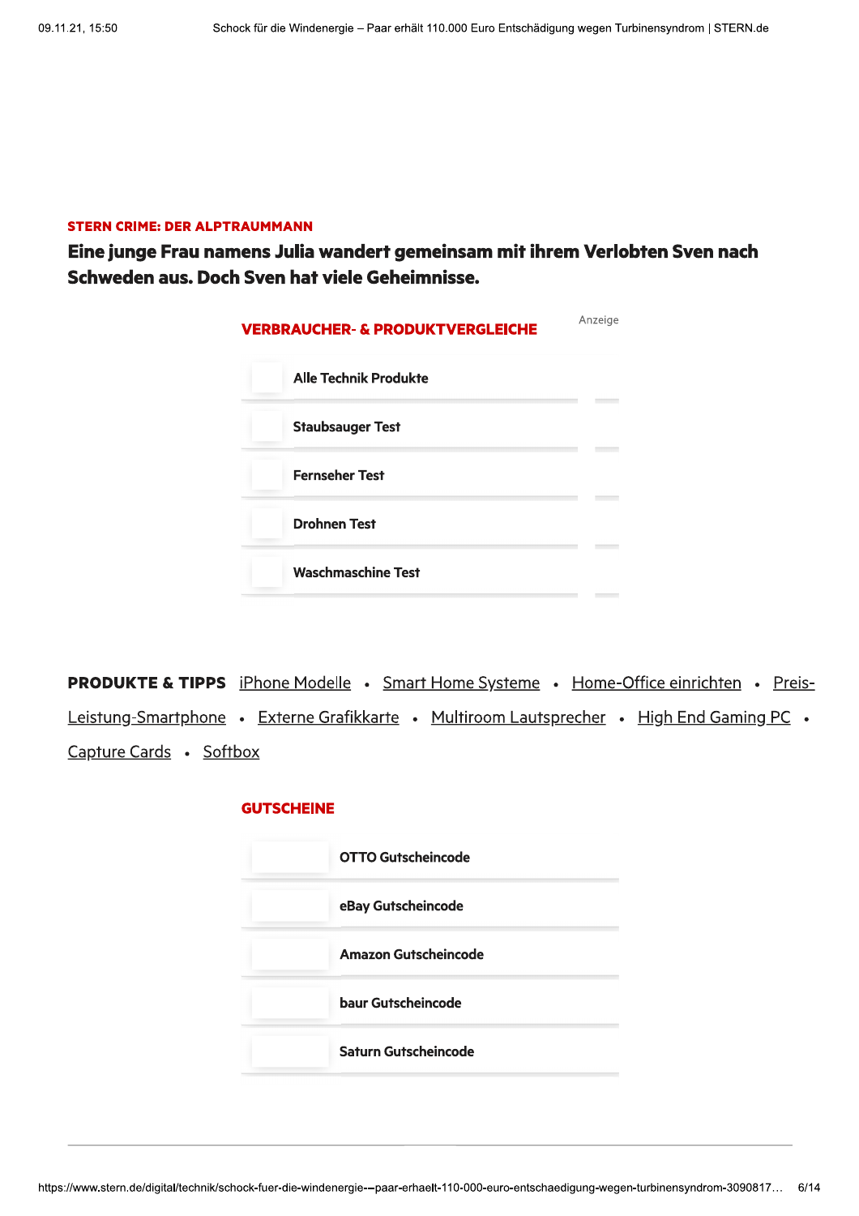**STERN CRIME: DER ALPTRAUMMANN**

**Eine junge Frau namens Julia wandert gemeinsam mit ihrem Verlobten Sven nach Schweden aus. Doch Sven hat viele Geheimnisse.**

Anzeige

## VERBRAUCHER- & PRODUKTVERGLEICHE

- Alle Technik Produkte
- Staubsauger Test
- Fernseher Test
- Drohnen Test
- Waschmaschine Test

**PRODUKTE & TIPPS** iPhone Modelle • Smart Home Systeme • Home-Office einrichten • Preis-Leistung-Smartphone • Externe Grafikkarte • Multiroom Lautsprecher • High End Gaming PC • Capture Cards • Softbox

## GUTSCHEINE

- OTTO Gutscheincode
- eBay Gutscheincode
- Amazon Gutscheincode
- baur Gutscheincode
- Saturn Gutscheincode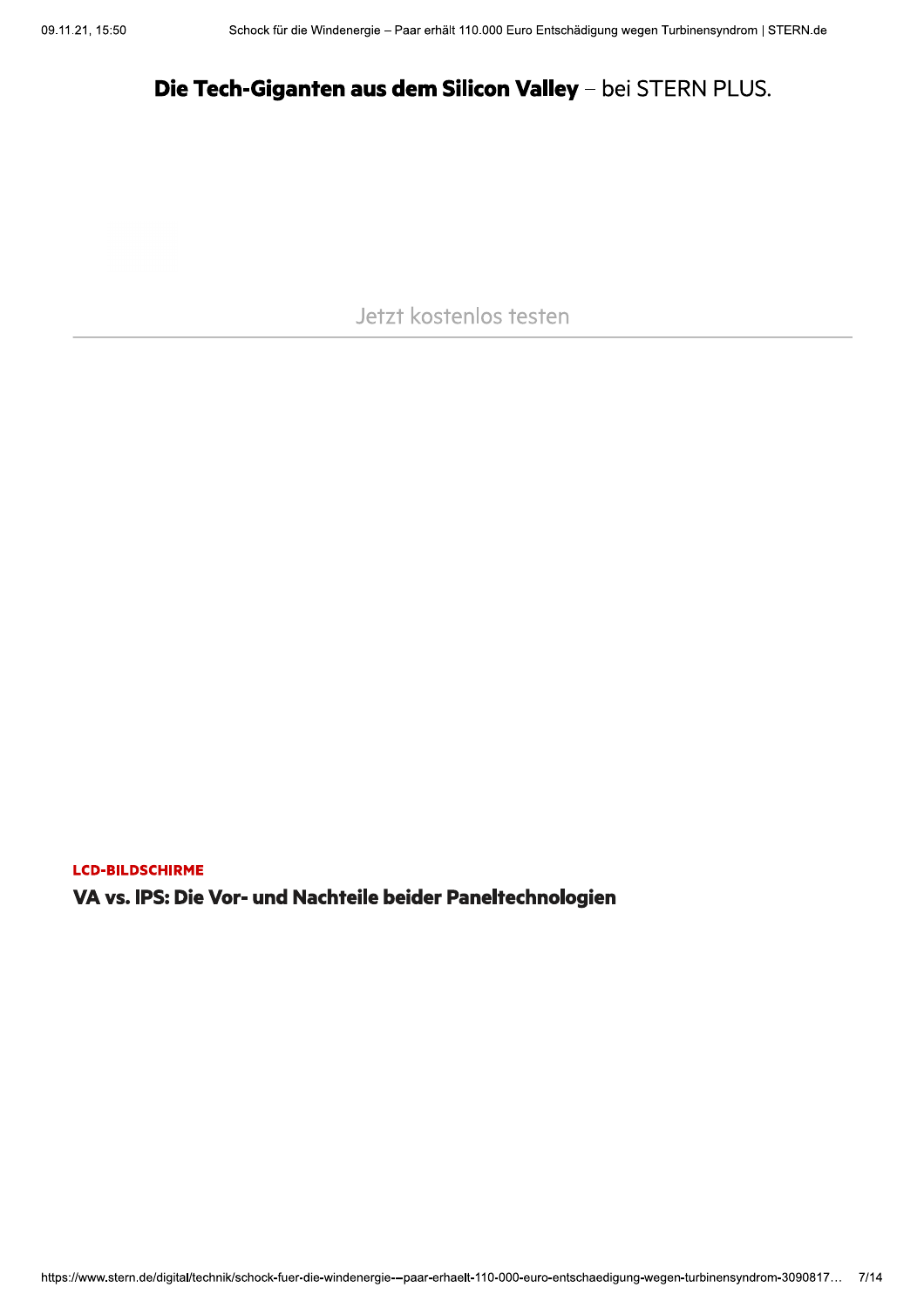**Die Tech-Giganten aus dem Silicon Valley** – bei STERN PLUS.

Jetzt kostenlos testen

---

**LCD-BILDSCHIRME**

**VA vs. IPS: Die Vor- und Nachteile beider Paneltechnologien**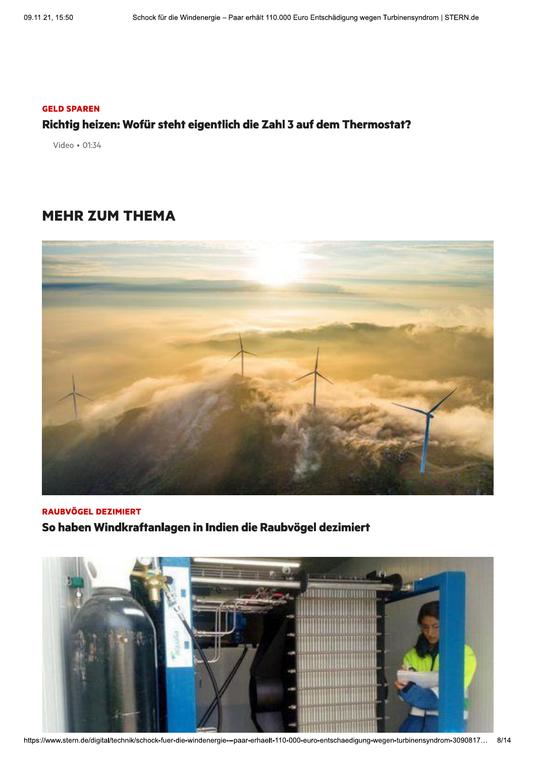GELD SPAREN

**Richtig heizen: Wofür steht eigentlich die Zahl 3 auf dem Thermostat?**

Video • 01:34

## MEHR ZUM THEMA

RAUBVÖGEL DEZIMIERT

**So haben Windkraftanlagen in Indien die Raubvögel dezimiert**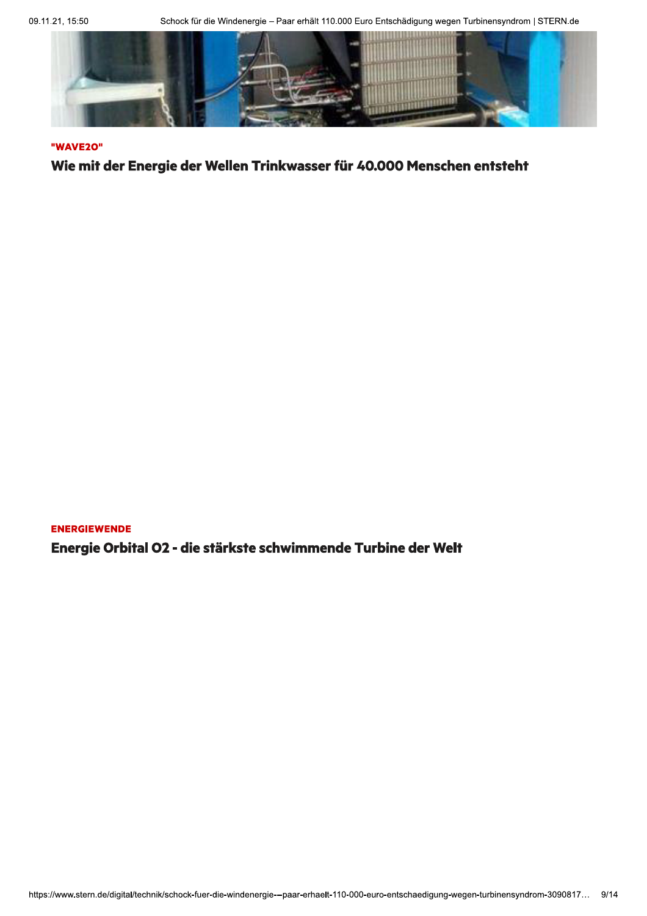"WAVE2O"

### Wie mit der Energie der Wellen Trinkwasser für 40.000 Menschen entsteht

ENERGIEWENDE

### Energie Orbital O2 - die stärkste schwimmende Turbine der Welt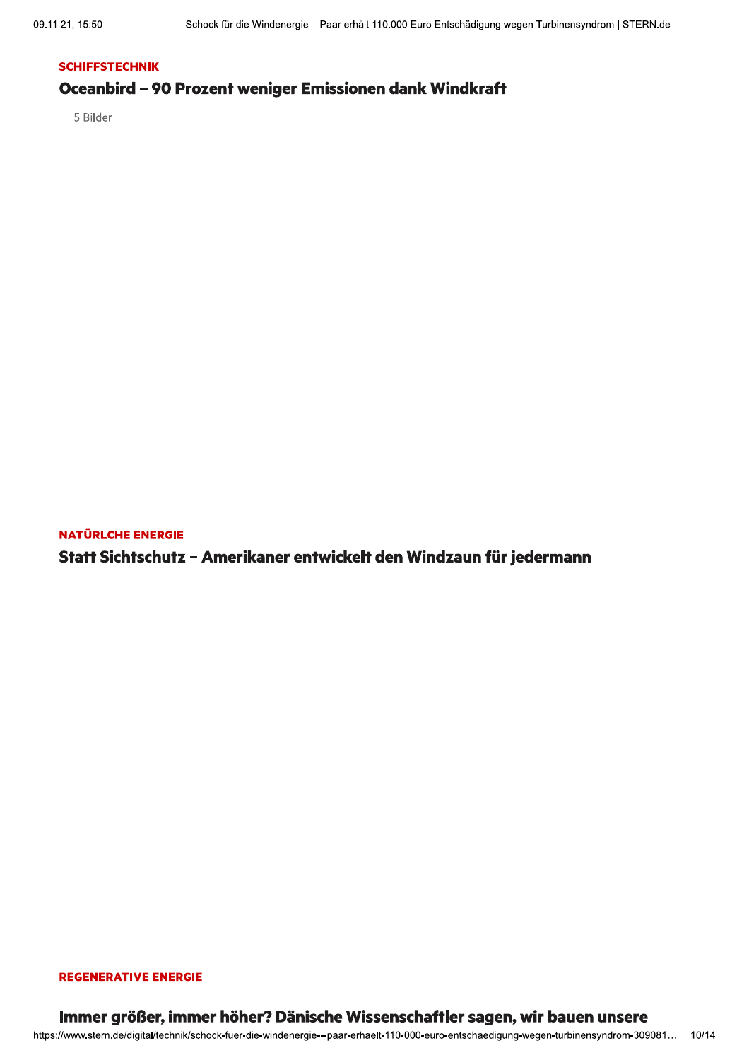SCHIFFSTECHNIK

## Oceanbird – 90 Prozent weniger Emissionen dank Windkraft

5 Bilder

NATÜRLCHE ENERGIE

## Statt Sichtschutz – Amerikaner entwickelt den Windzaun für jedermann

REGENERATIVE ENERGIE

## Immer größer, immer höher? Dänische Wissenschaftler sagen, wir bauen unsere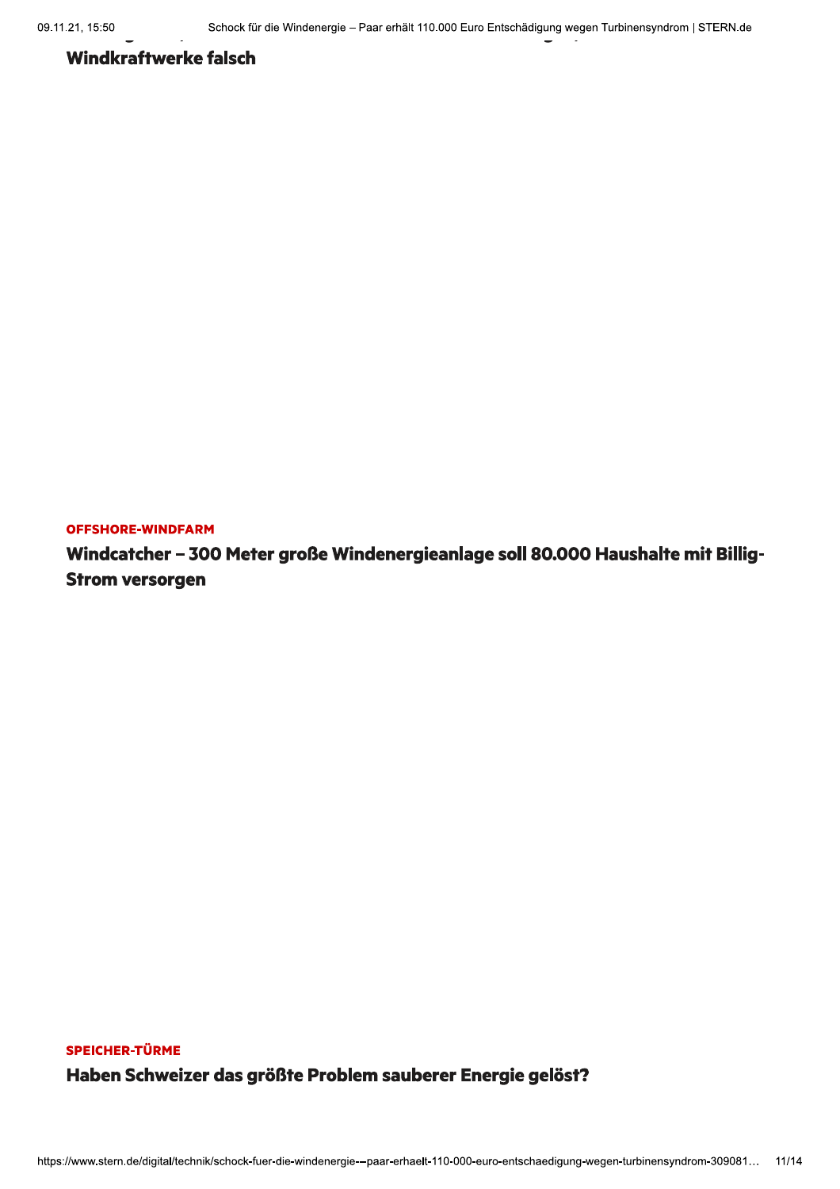Windkraftwerke falsch

OFFSHORE-WINDFARM

**Windcatcher – 300 Meter große Windenergieanlage soll 80.000 Haushalte mit Billig-Strom versorgen**

SPEICHER-TÜRME

**Haben Schweizer das größte Problem sauberer Energie gelöst?**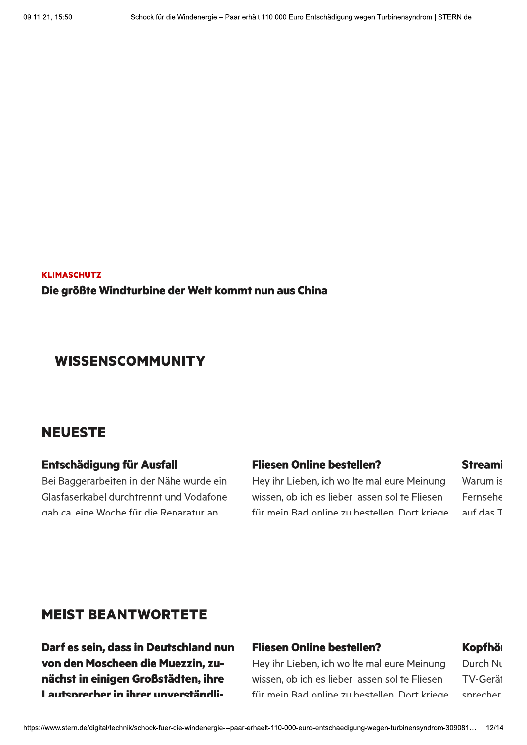**KLIMASCHUTZ**

**Die größte Windturbine der Welt kommt nun aus China**

## WISSENSCOMMUNITY

## NEUESTE

### Entschädigung für Ausfall

Bei Baggerarbeiten in der Nähe wurde ein Glasfaserkabel durchtrennt und Vodafone gab ca. eine Woche für die Reparatur an

### Fliesen Online bestellen?

Hey ihr Lieben, ich wollte mal eure Meinung wissen, ob ich es lieber lassen sollte Fliesen für mein Bad online zu bestellen. Dort kriege

### Streami

Warum is Fernsehe auf das T

## MEIST BEANTWORTETE

### Darf es sein, dass in Deutschland nun von den Moscheen die Muezzin, zunächst in einigen Großstädten, ihre Lautsprecher in ihrer unverständli-

### Fliesen Online bestellen?

Hey ihr Lieben, ich wollte mal eure Meinung wissen, ob ich es lieber lassen sollte Fliesen für mein Bad online zu bestellen. Dort kriege

### Kopfhö

Durch Nu TV-Gerät sprecher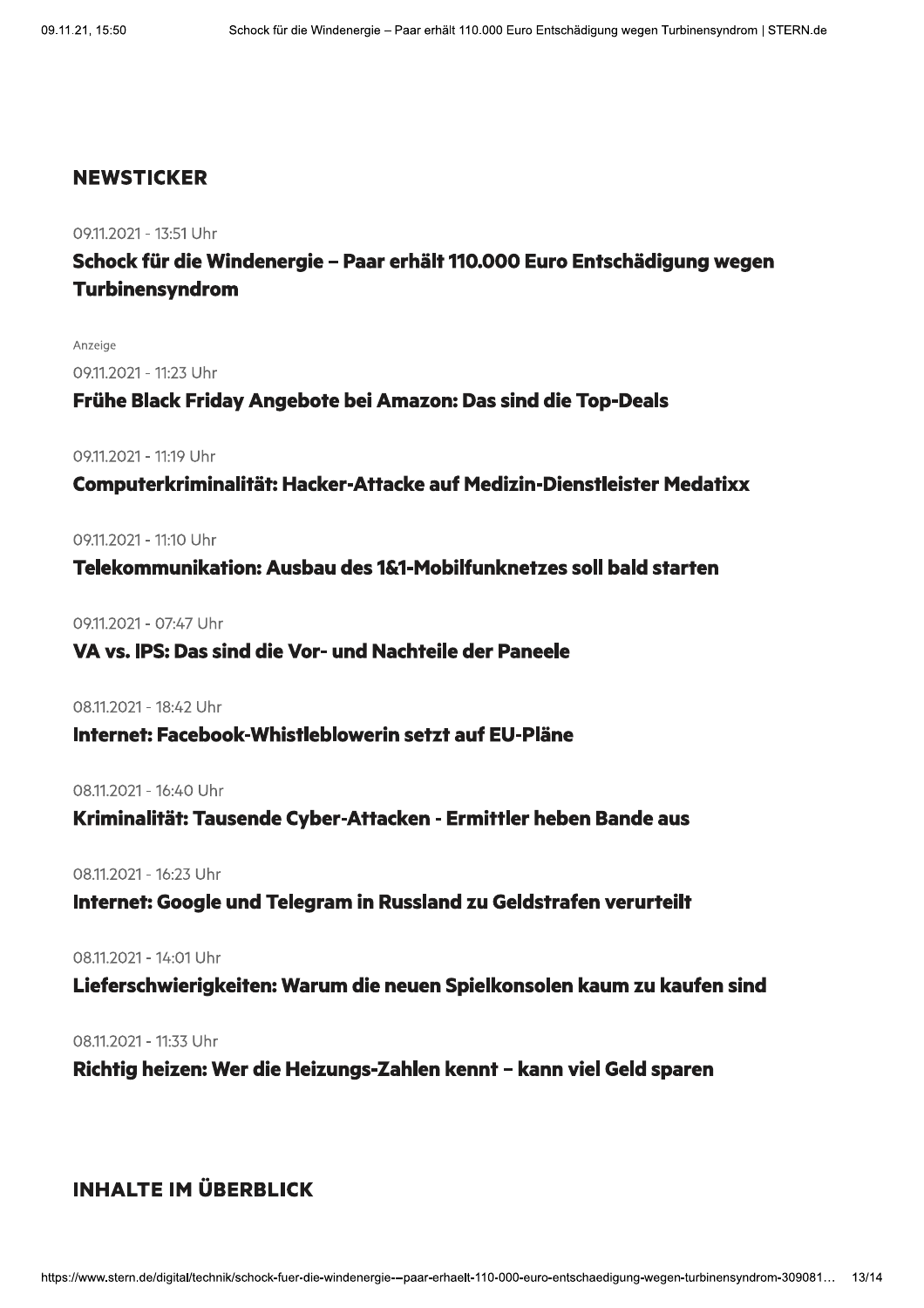## NEWSTICKER

09.11.2021 - 13:51 Uhr

### Schock für die Windenergie – Paar erhält 110.000 Euro Entschädigung wegen Turbinensyndrom

Anzeige

09.11.2021 - 11:23 Uhr

### Frühe Black Friday Angebote bei Amazon: Das sind die Top-Deals

09.11.2021 - 11:19 Uhr

### Computerkriminalität: Hacker-Attacke auf Medizin-Dienstleister Medatixx

09.11.2021 - 11:10 Uhr

### Telekommunikation: Ausbau des 1&1-Mobilfunknetzes soll bald starten

09.11.2021 - 07:47 Uhr

### VA vs. IPS: Das sind die Vor- und Nachteile der Paneele

08.11.2021 - 18:42 Uhr

### Internet: Facebook-Whistleblowerin setzt auf EU-Pläne

08.11.2021 - 16:40 Uhr

### Kriminalität: Tausende Cyber-Attacken - Ermittler heben Bande aus

08.11.2021 - 16:23 Uhr

### Internet: Google und Telegram in Russland zu Geldstrafen verurteilt

08.11.2021 - 14:01 Uhr

### Lieferschwierigkeiten: Warum die neuen Spielkonsolen kaum zu kaufen sind

08.11.2021 - 11:33 Uhr

### Richtig heizen: Wer die Heizungs-Zahlen kennt – kann viel Geld sparen

## INHALTE IM ÜBERBLICK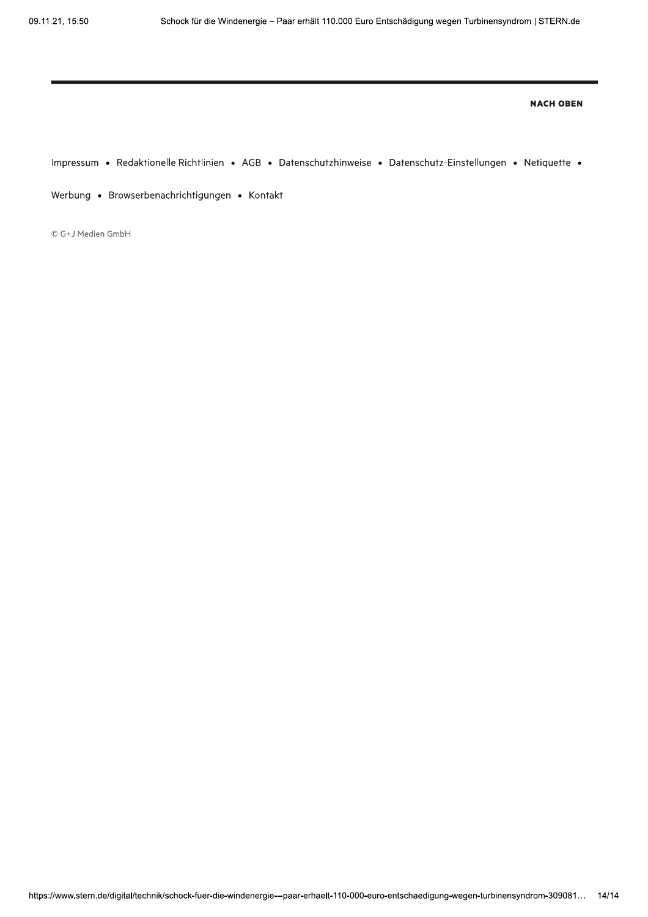**NACH OBEN**

Impressum • Redaktionelle Richtlinien • AGB • Datenschutzhinweise • Datenschutz-Einstellungen • Netiquette •

Werbung • Browserbenachrichtigungen • Kontakt

© G+J Medien GmbH